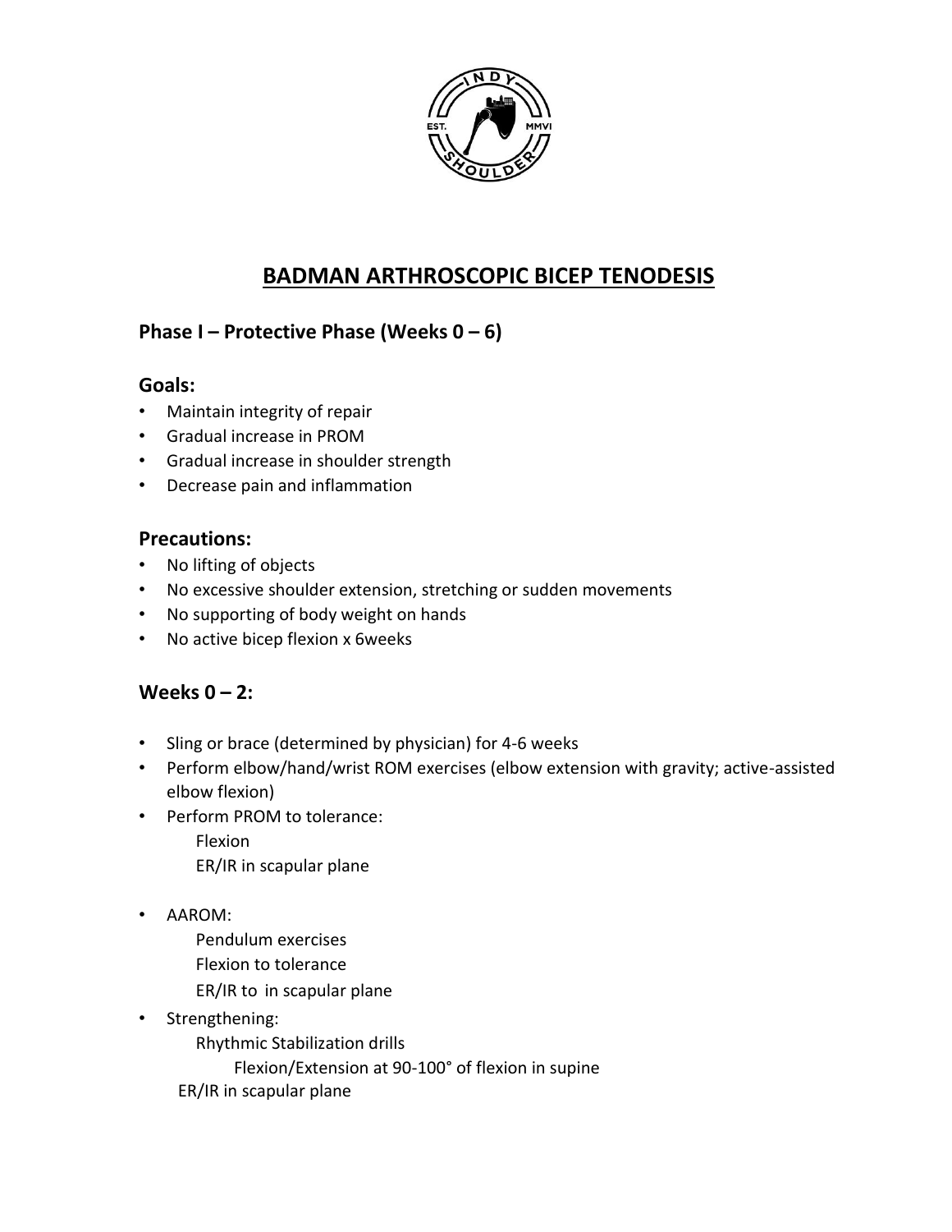# BADMAN ARTHROSCOPIC BICEP TENODESIS

## Phase I – Protective Phase (Weeks 0 – 6)

### Goals:

- Maintain integrity of repair
- Gradual increase in PROM
- Gradual increase in shoulder strength
- Decrease pain and inflammation

### Precautions:

- No lifting of objects
- No excessive shoulder extension, stretching or sudden movements
- No supporting of body weight on hands
- No active bicep flexion x 6weeks

### Weeks 0 – 2:

- Sling or brace (determined by physician) for 4-6 weeks
- Perform elbow/hand/wrist ROM exercises (elbow extension with gravity; active-assisted elbow flexion)
- Perform PROM to tolerance:
  - Flexion
  - ER/IR in scapular plane
- AAROM:
  - Pendulum exercises
  - Flexion to tolerance
  - ER/IR to in scapular plane
- Strengthening:
  - Rhythmic Stabilization drills
    - Flexion/Extension at 90-100° of flexion in supine
  - ER/IR in scapular plane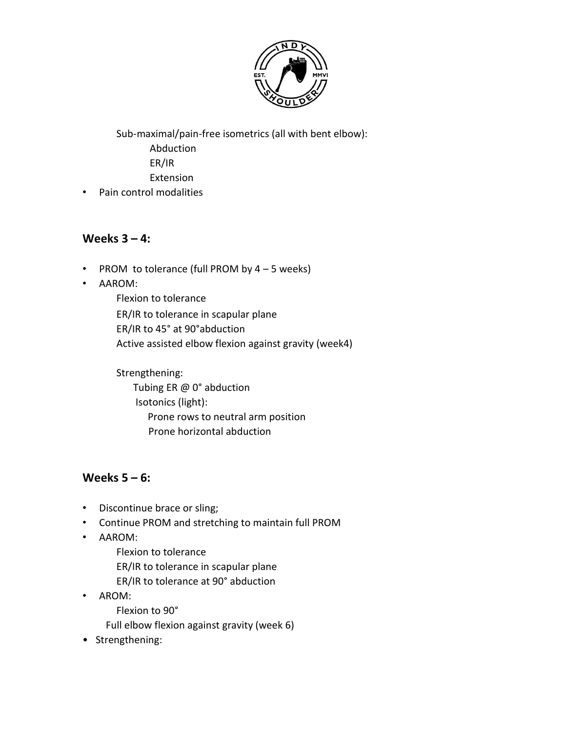Sub-maximal/pain-free isometrics (all with bent elbow):

- Abduction
- ER/IR
- Extension

- Pain control modalities

## Weeks 3 – 4:

- PROM to tolerance (full PROM by 4 – 5 weeks)
- AAROM:
  - Flexion to tolerance
  - ER/IR to tolerance in scapular plane
  - ER/IR to 45° at 90°abduction
  - Active assisted elbow flexion against gravity (week4)

  Strengthening:
  - Tubing ER @ 0° abduction
  - Isotonics (light):
    - Prone rows to neutral arm position
    - Prone horizontal abduction

## Weeks 5 – 6:

- Discontinue brace or sling;
- Continue PROM and stretching to maintain full PROM
- AAROM:
  - Flexion to tolerance
  - ER/IR to tolerance in scapular plane
  - ER/IR to tolerance at 90° abduction
- AROM:
  - Flexion to 90°
  - Full elbow flexion against gravity (week 6)
- Strengthening: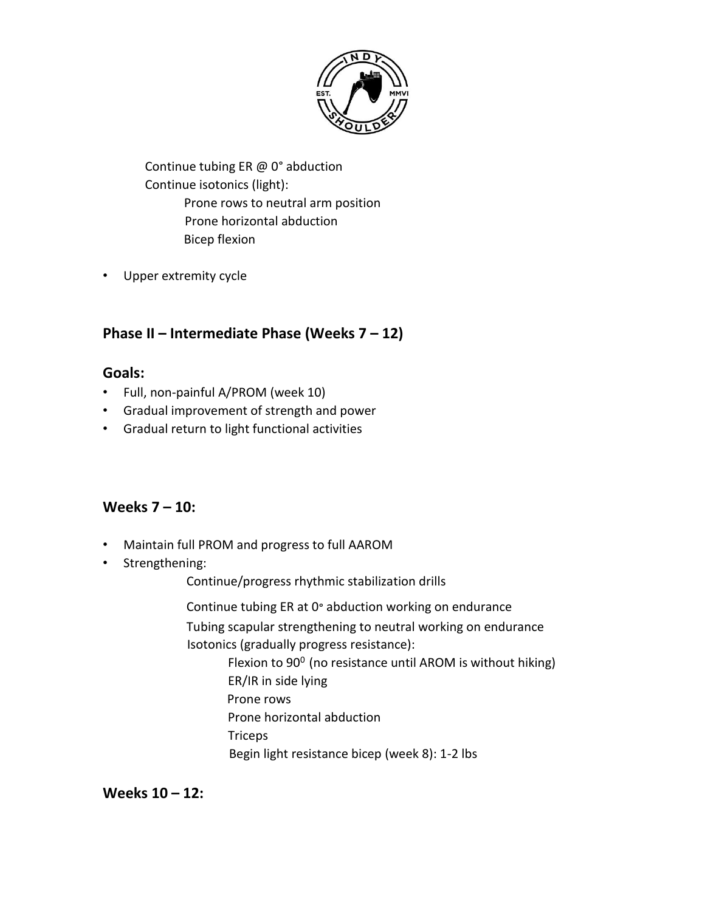Continue tubing ER @ 0° abduction
  Continue isotonics (light):
    - Prone rows to neutral arm position
    - Prone horizontal abduction
    - Bicep flexion

- Upper extremity cycle

## Phase II – Intermediate Phase (Weeks 7 – 12)

### Goals:

- Full, non-painful A/PROM (week 10)
- Gradual improvement of strength and power
- Gradual return to light functional activities

### Weeks 7 – 10:

- Maintain full PROM and progress to full AAROM
- Strengthening:
  - Continue/progress rhythmic stabilization drills
  - Continue tubing ER at 0° abduction working on endurance
  - Tubing scapular strengthening to neutral working on endurance
  - Isotonics (gradually progress resistance):
    - Flexion to 90° (no resistance until AROM is without hiking)
    - ER/IR in side lying
    - Prone rows
    - Prone horizontal abduction
    - Triceps
    - Begin light resistance bicep (week 8): 1-2 lbs

### Weeks 10 – 12: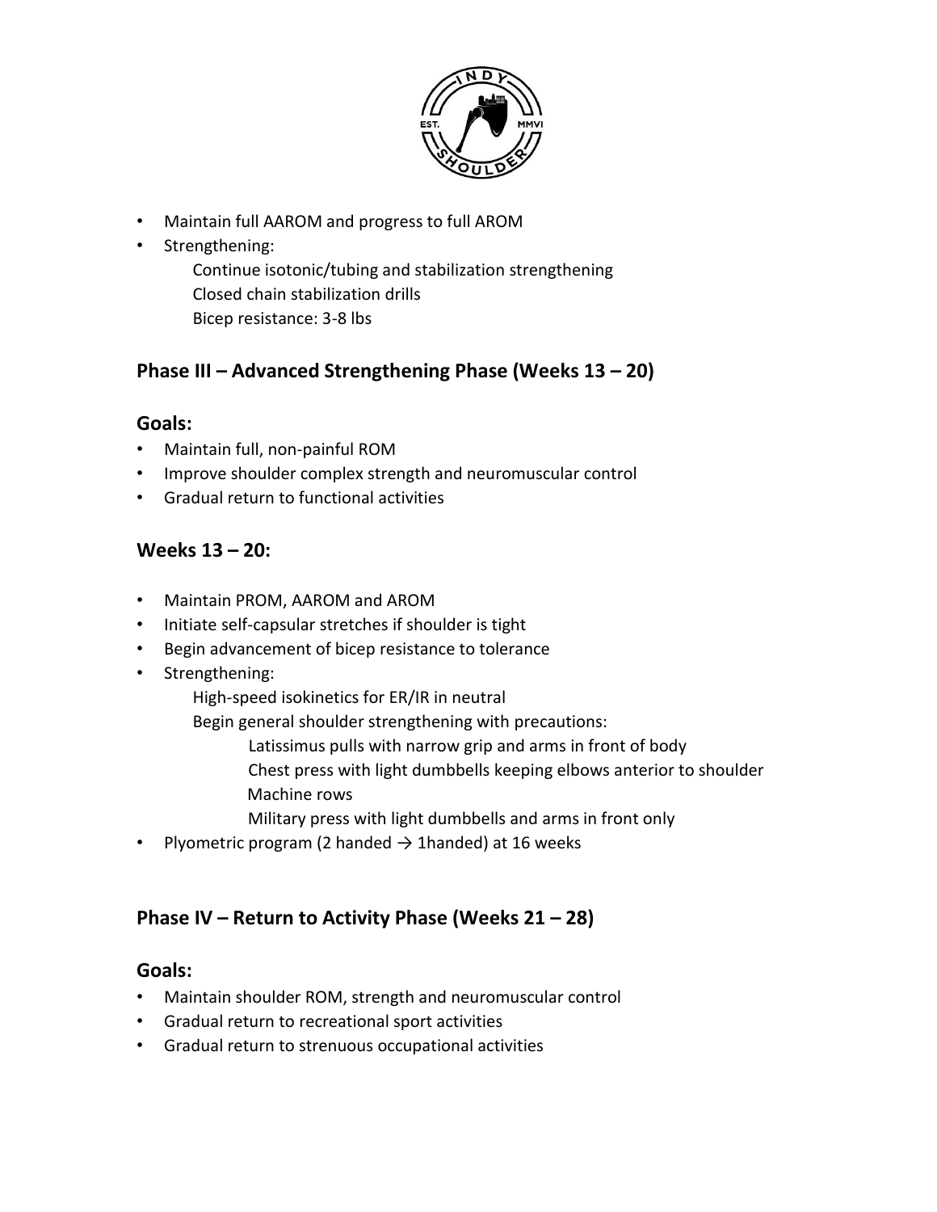- Maintain full AAROM and progress to full AROM
- Strengthening:
    - Continue isotonic/tubing and stabilization strengthening
    - Closed chain stabilization drills
    - Bicep resistance: 3-8 lbs

## Phase III – Advanced Strengthening Phase (Weeks 13 – 20)

### Goals:

- Maintain full, non-painful ROM
- Improve shoulder complex strength and neuromuscular control
- Gradual return to functional activities

### Weeks 13 – 20:

- Maintain PROM, AAROM and AROM
- Initiate self-capsular stretches if shoulder is tight
- Begin advancement of bicep resistance to tolerance
- Strengthening:
    - High-speed isokinetics for ER/IR in neutral
    - Begin general shoulder strengthening with precautions:
        - Latissimus pulls with narrow grip and arms in front of body
        - Chest press with light dumbbells keeping elbows anterior to shoulder
        - Machine rows
        - Military press with light dumbbells and arms in front only
- Plyometric program (2 handed → 1handed) at 16 weeks

## Phase IV – Return to Activity Phase (Weeks 21 – 28)

### Goals:

- Maintain shoulder ROM, strength and neuromuscular control
- Gradual return to recreational sport activities
- Gradual return to strenuous occupational activities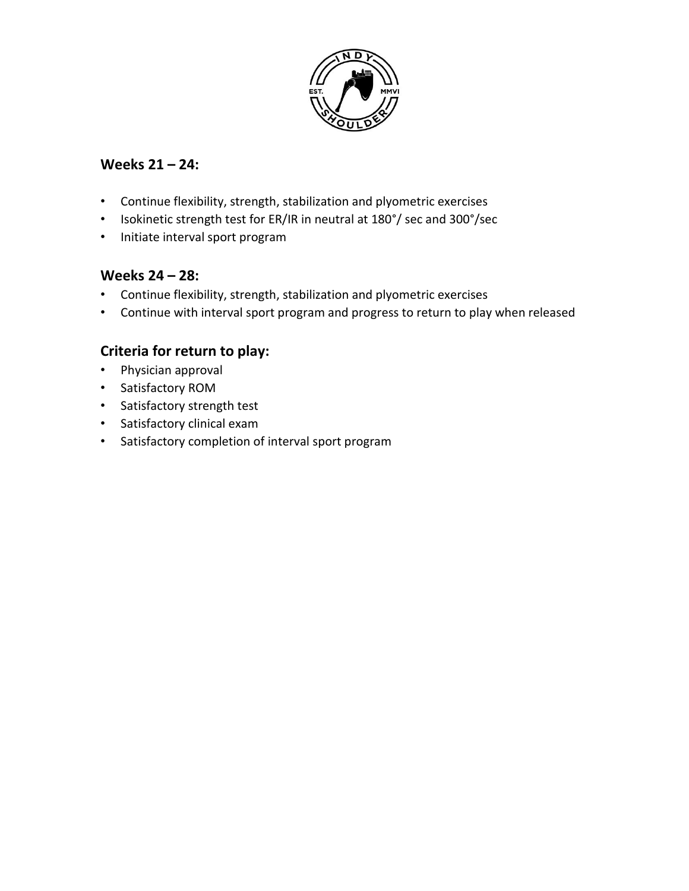### Weeks 21 – 24:

- Continue flexibility, strength, stabilization and plyometric exercises
- Isokinetic strength test for ER/IR in neutral at 180°/ sec and 300°/sec
- Initiate interval sport program

### Weeks 24 – 28:

- Continue flexibility, strength, stabilization and plyometric exercises
- Continue with interval sport program and progress to return to play when released

### Criteria for return to play:

- Physician approval
- Satisfactory ROM
- Satisfactory strength test
- Satisfactory clinical exam
- Satisfactory completion of interval sport program